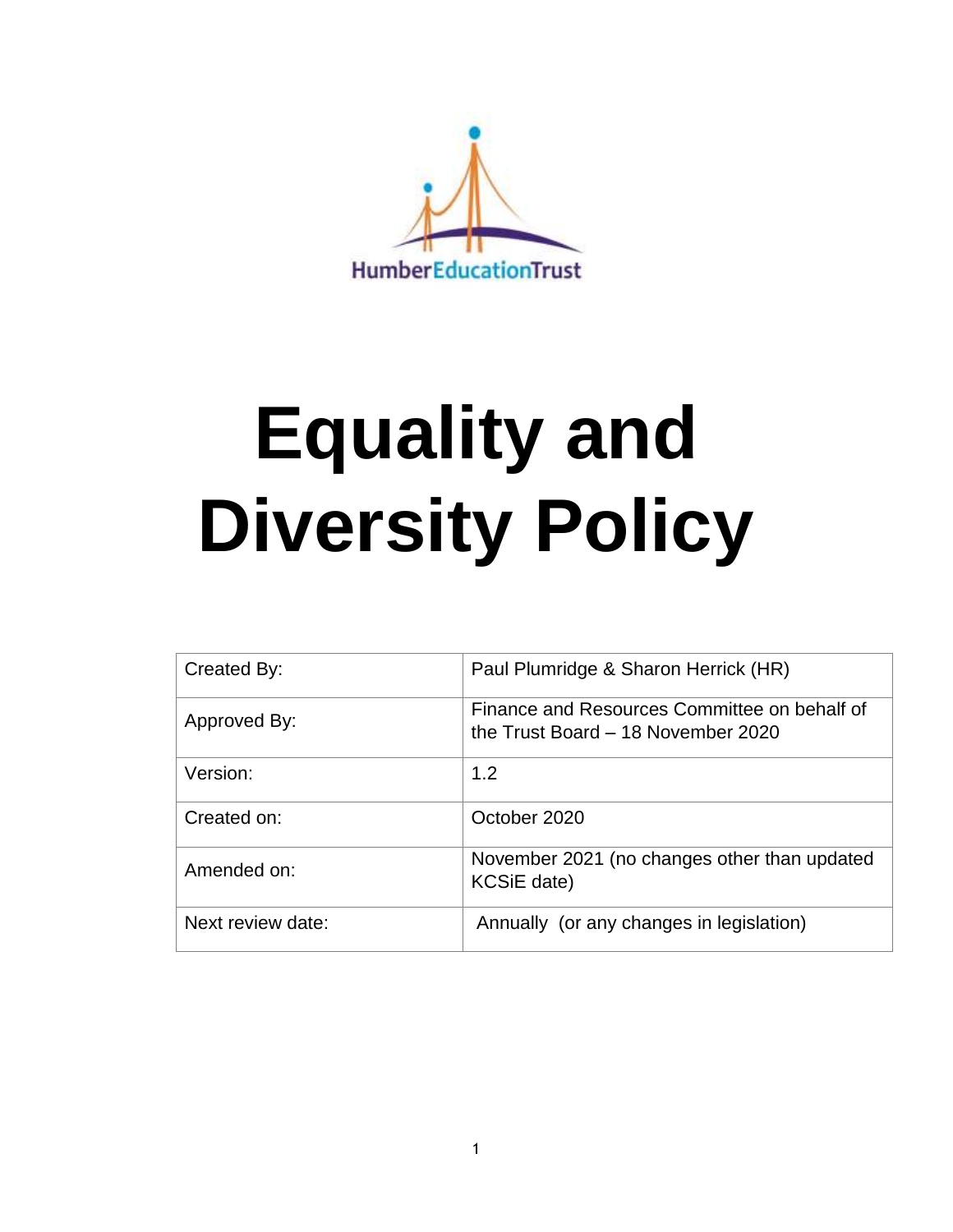HumberEducationTrust

# Equality and Diversity Policy

| | |
|---|---|
| Created By: | Paul Plumridge & Sharon Herrick (HR) |
| Approved By: | Finance and Resources Committee on behalf of the Trust Board – 18 November 2020 |
| Version: | 1.2 |
| Created on: | October 2020 |
| Amended on: | November 2021 (no changes other than updated KCSiE date) |
| Next review date: | Annually (or any changes in legislation) |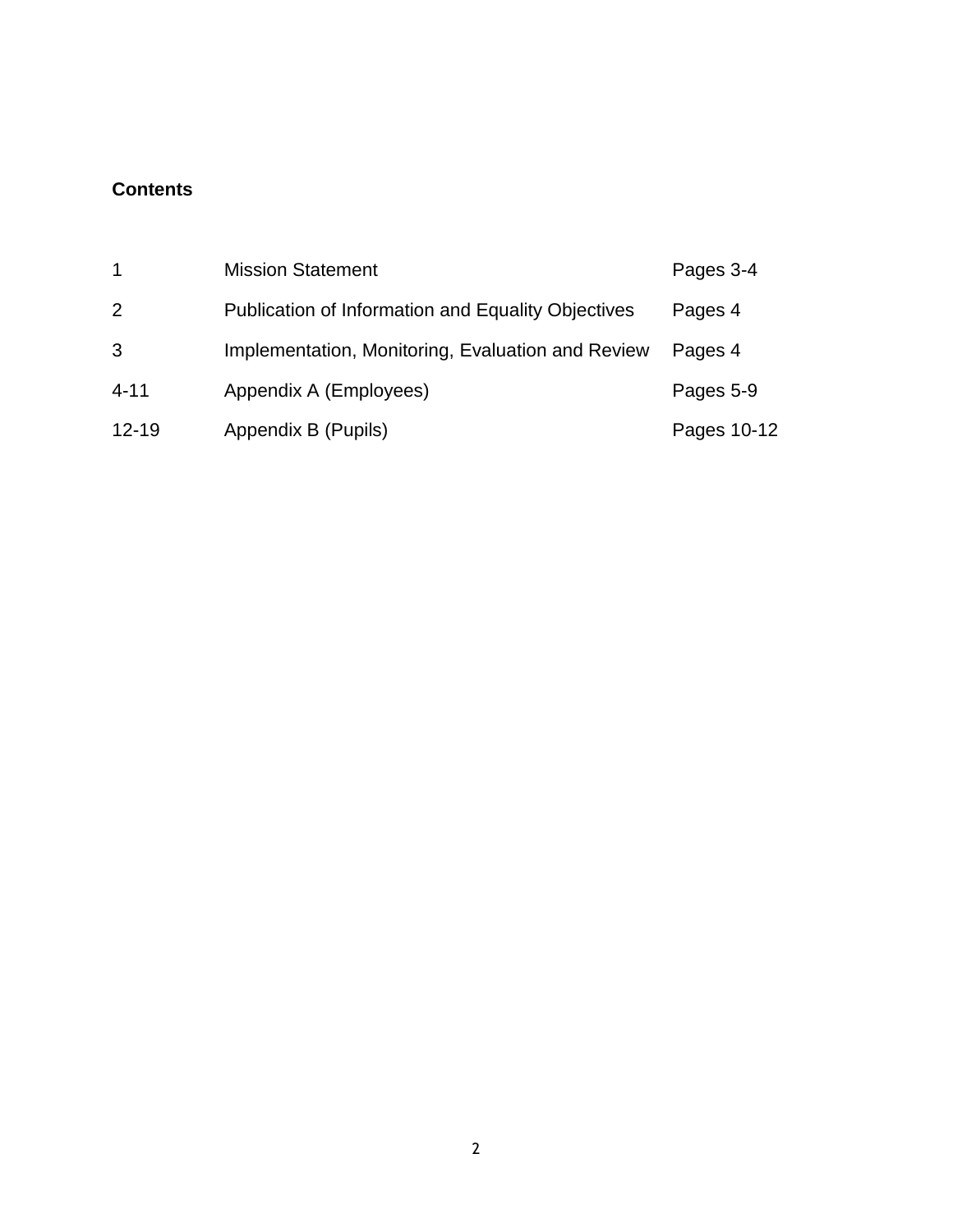**Contents**

| | | |
|---|---|---|
| 1 | Mission Statement | Pages 3-4 |
| 2 | Publication of Information and Equality Objectives | Pages 4 |
| 3 | Implementation, Monitoring, Evaluation and Review | Pages 4 |
| 4-11 | Appendix A (Employees) | Pages 5-9 |
| 12-19 | Appendix B (Pupils) | Pages 10-12 |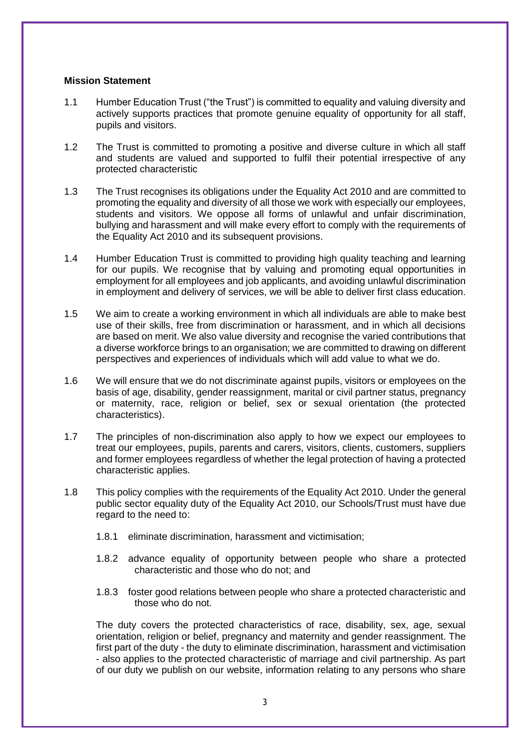**Mission Statement**

1.1 Humber Education Trust ("the Trust") is committed to equality and valuing diversity and actively supports practices that promote genuine equality of opportunity for all staff, pupils and visitors.

1.2 The Trust is committed to promoting a positive and diverse culture in which all staff and students are valued and supported to fulfil their potential irrespective of any protected characteristic

1.3 The Trust recognises its obligations under the Equality Act 2010 and are committed to promoting the equality and diversity of all those we work with especially our employees, students and visitors. We oppose all forms of unlawful and unfair discrimination, bullying and harassment and will make every effort to comply with the requirements of the Equality Act 2010 and its subsequent provisions.

1.4 Humber Education Trust is committed to providing high quality teaching and learning for our pupils. We recognise that by valuing and promoting equal opportunities in employment for all employees and job applicants, and avoiding unlawful discrimination in employment and delivery of services, we will be able to deliver first class education.

1.5 We aim to create a working environment in which all individuals are able to make best use of their skills, free from discrimination or harassment, and in which all decisions are based on merit. We also value diversity and recognise the varied contributions that a diverse workforce brings to an organisation; we are committed to drawing on different perspectives and experiences of individuals which will add value to what we do.

1.6 We will ensure that we do not discriminate against pupils, visitors or employees on the basis of age, disability, gender reassignment, marital or civil partner status, pregnancy or maternity, race, religion or belief, sex or sexual orientation (the protected characteristics).

1.7 The principles of non-discrimination also apply to how we expect our employees to treat our employees, pupils, parents and carers, visitors, clients, customers, suppliers and former employees regardless of whether the legal protection of having a protected characteristic applies.

1.8 This policy complies with the requirements of the Equality Act 2010. Under the general public sector equality duty of the Equality Act 2010, our Schools/Trust must have due regard to the need to:

1.8.1 eliminate discrimination, harassment and victimisation;

1.8.2 advance equality of opportunity between people who share a protected characteristic and those who do not; and

1.8.3 foster good relations between people who share a protected characteristic and those who do not.

The duty covers the protected characteristics of race, disability, sex, age, sexual orientation, religion or belief, pregnancy and maternity and gender reassignment. The first part of the duty - the duty to eliminate discrimination, harassment and victimisation - also applies to the protected characteristic of marriage and civil partnership. As part of our duty we publish on our website, information relating to any persons who share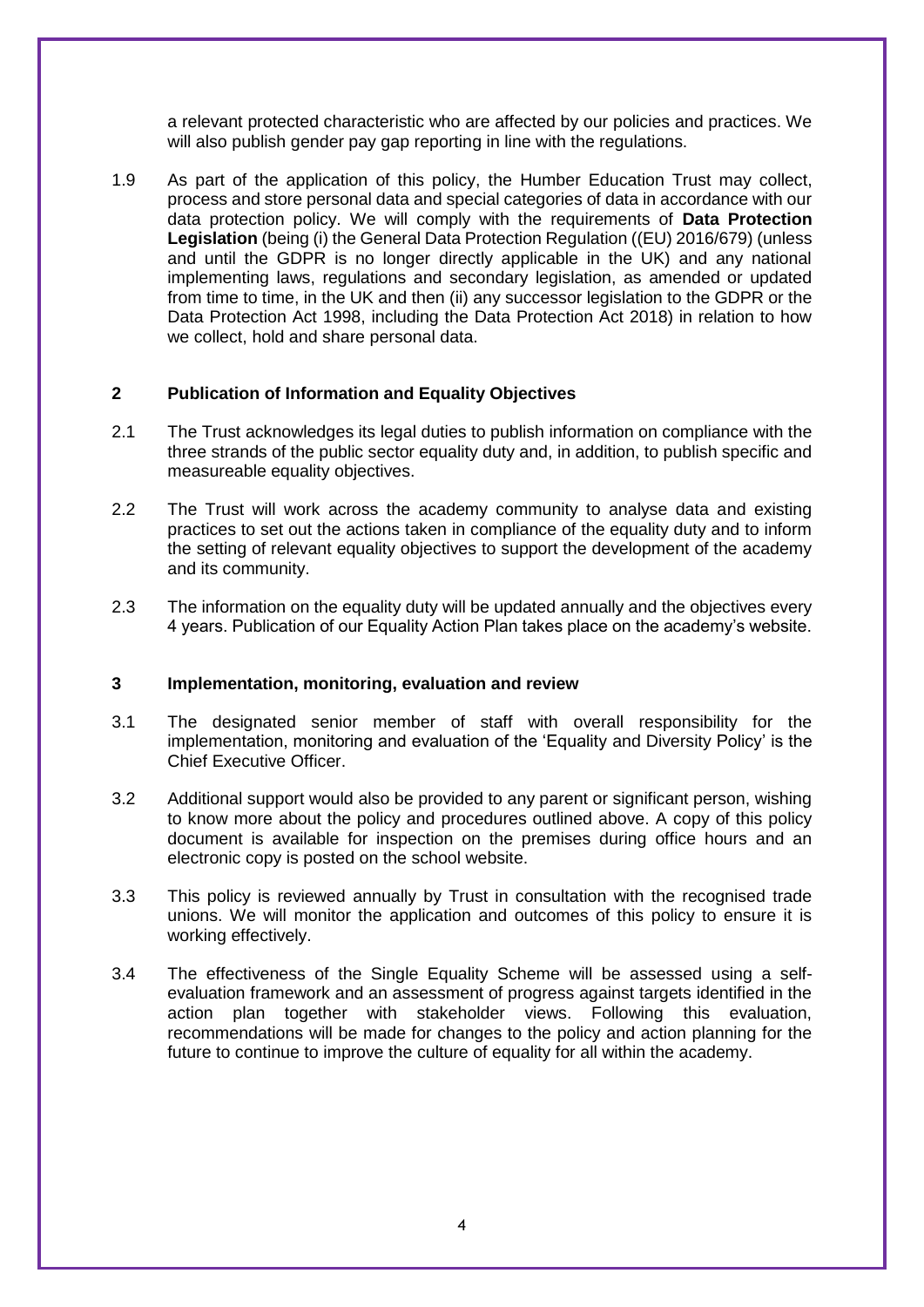a relevant protected characteristic who are affected by our policies and practices. We will also publish gender pay gap reporting in line with the regulations.

1.9 As part of the application of this policy, the Humber Education Trust may collect, process and store personal data and special categories of data in accordance with our data protection policy. We will comply with the requirements of **Data Protection Legislation** (being (i) the General Data Protection Regulation ((EU) 2016/679) (unless and until the GDPR is no longer directly applicable in the UK) and any national implementing laws, regulations and secondary legislation, as amended or updated from time to time, in the UK and then (ii) any successor legislation to the GDPR or the Data Protection Act 1998, including the Data Protection Act 2018) in relation to how we collect, hold and share personal data.

## 2 Publication of Information and Equality Objectives

2.1 The Trust acknowledges its legal duties to publish information on compliance with the three strands of the public sector equality duty and, in addition, to publish specific and measureable equality objectives.

2.2 The Trust will work across the academy community to analyse data and existing practices to set out the actions taken in compliance of the equality duty and to inform the setting of relevant equality objectives to support the development of the academy and its community.

2.3 The information on the equality duty will be updated annually and the objectives every 4 years. Publication of our Equality Action Plan takes place on the academy's website.

## 3 Implementation, monitoring, evaluation and review

3.1 The designated senior member of staff with overall responsibility for the implementation, monitoring and evaluation of the 'Equality and Diversity Policy' is the Chief Executive Officer.

3.2 Additional support would also be provided to any parent or significant person, wishing to know more about the policy and procedures outlined above. A copy of this policy document is available for inspection on the premises during office hours and an electronic copy is posted on the school website.

3.3 This policy is reviewed annually by Trust in consultation with the recognised trade unions. We will monitor the application and outcomes of this policy to ensure it is working effectively.

3.4 The effectiveness of the Single Equality Scheme will be assessed using a self-evaluation framework and an assessment of progress against targets identified in the action plan together with stakeholder views. Following this evaluation, recommendations will be made for changes to the policy and action planning for the future to continue to improve the culture of equality for all within the academy.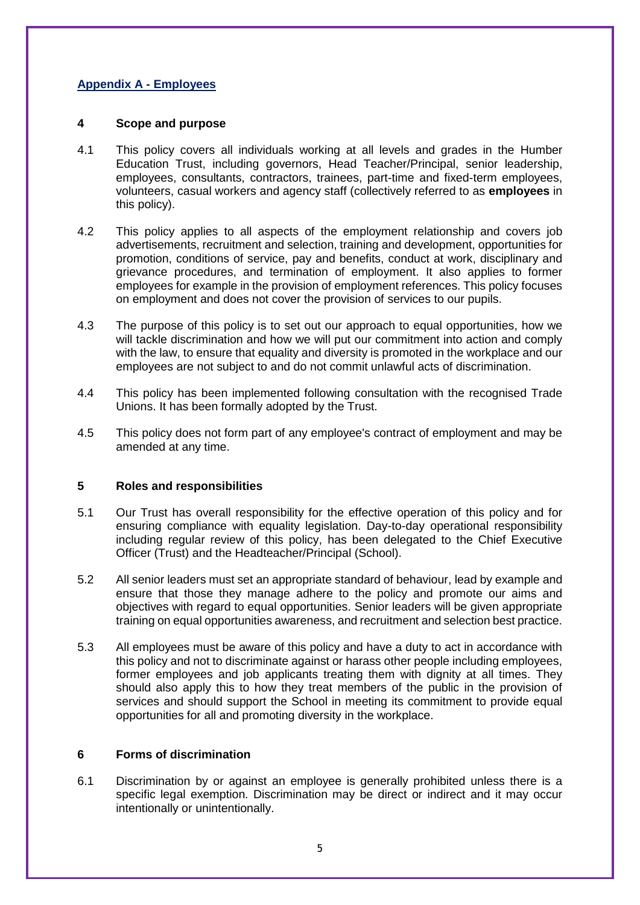## Appendix A - Employees

### 4 Scope and purpose

4.1 This policy covers all individuals working at all levels and grades in the Humber Education Trust, including governors, Head Teacher/Principal, senior leadership, employees, consultants, contractors, trainees, part-time and fixed-term employees, volunteers, casual workers and agency staff (collectively referred to as **employees** in this policy).

4.2 This policy applies to all aspects of the employment relationship and covers job advertisements, recruitment and selection, training and development, opportunities for promotion, conditions of service, pay and benefits, conduct at work, disciplinary and grievance procedures, and termination of employment. It also applies to former employees for example in the provision of employment references. This policy focuses on employment and does not cover the provision of services to our pupils.

4.3 The purpose of this policy is to set out our approach to equal opportunities, how we will tackle discrimination and how we will put our commitment into action and comply with the law, to ensure that equality and diversity is promoted in the workplace and our employees are not subject to and do not commit unlawful acts of discrimination.

4.4 This policy has been implemented following consultation with the recognised Trade Unions. It has been formally adopted by the Trust.

4.5 This policy does not form part of any employee's contract of employment and may be amended at any time.

### 5 Roles and responsibilities

5.1 Our Trust has overall responsibility for the effective operation of this policy and for ensuring compliance with equality legislation. Day-to-day operational responsibility including regular review of this policy, has been delegated to the Chief Executive Officer (Trust) and the Headteacher/Principal (School).

5.2 All senior leaders must set an appropriate standard of behaviour, lead by example and ensure that those they manage adhere to the policy and promote our aims and objectives with regard to equal opportunities. Senior leaders will be given appropriate training on equal opportunities awareness, and recruitment and selection best practice.

5.3 All employees must be aware of this policy and have a duty to act in accordance with this policy and not to discriminate against or harass other people including employees, former employees and job applicants treating them with dignity at all times. They should also apply this to how they treat members of the public in the provision of services and should support the School in meeting its commitment to provide equal opportunities for all and promoting diversity in the workplace.

### 6 Forms of discrimination

6.1 Discrimination by or against an employee is generally prohibited unless there is a specific legal exemption. Discrimination may be direct or indirect and it may occur intentionally or unintentionally.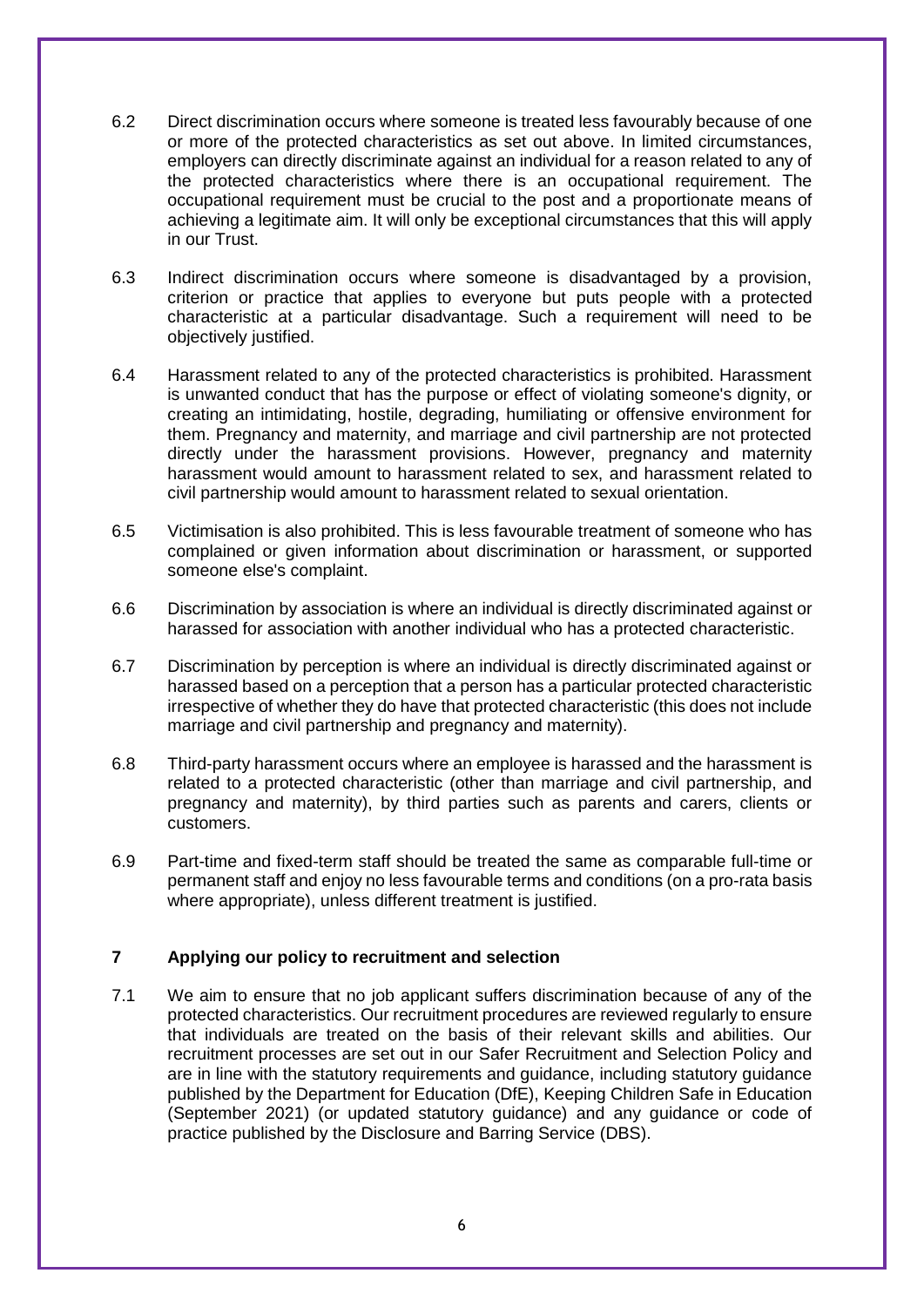6.2 Direct discrimination occurs where someone is treated less favourably because of one or more of the protected characteristics as set out above. In limited circumstances, employers can directly discriminate against an individual for a reason related to any of the protected characteristics where there is an occupational requirement. The occupational requirement must be crucial to the post and a proportionate means of achieving a legitimate aim. It will only be exceptional circumstances that this will apply in our Trust.

6.3 Indirect discrimination occurs where someone is disadvantaged by a provision, criterion or practice that applies to everyone but puts people with a protected characteristic at a particular disadvantage. Such a requirement will need to be objectively justified.

6.4 Harassment related to any of the protected characteristics is prohibited. Harassment is unwanted conduct that has the purpose or effect of violating someone's dignity, or creating an intimidating, hostile, degrading, humiliating or offensive environment for them. Pregnancy and maternity, and marriage and civil partnership are not protected directly under the harassment provisions. However, pregnancy and maternity harassment would amount to harassment related to sex, and harassment related to civil partnership would amount to harassment related to sexual orientation.

6.5 Victimisation is also prohibited. This is less favourable treatment of someone who has complained or given information about discrimination or harassment, or supported someone else's complaint.

6.6 Discrimination by association is where an individual is directly discriminated against or harassed for association with another individual who has a protected characteristic.

6.7 Discrimination by perception is where an individual is directly discriminated against or harassed based on a perception that a person has a particular protected characteristic irrespective of whether they do have that protected characteristic (this does not include marriage and civil partnership and pregnancy and maternity).

6.8 Third-party harassment occurs where an employee is harassed and the harassment is related to a protected characteristic (other than marriage and civil partnership, and pregnancy and maternity), by third parties such as parents and carers, clients or customers.

6.9 Part-time and fixed-term staff should be treated the same as comparable full-time or permanent staff and enjoy no less favourable terms and conditions (on a pro-rata basis where appropriate), unless different treatment is justified.

## 7 Applying our policy to recruitment and selection

7.1 We aim to ensure that no job applicant suffers discrimination because of any of the protected characteristics. Our recruitment procedures are reviewed regularly to ensure that individuals are treated on the basis of their relevant skills and abilities. Our recruitment processes are set out in our Safer Recruitment and Selection Policy and are in line with the statutory requirements and guidance, including statutory guidance published by the Department for Education (DfE), Keeping Children Safe in Education (September 2021) (or updated statutory guidance) and any guidance or code of practice published by the Disclosure and Barring Service (DBS).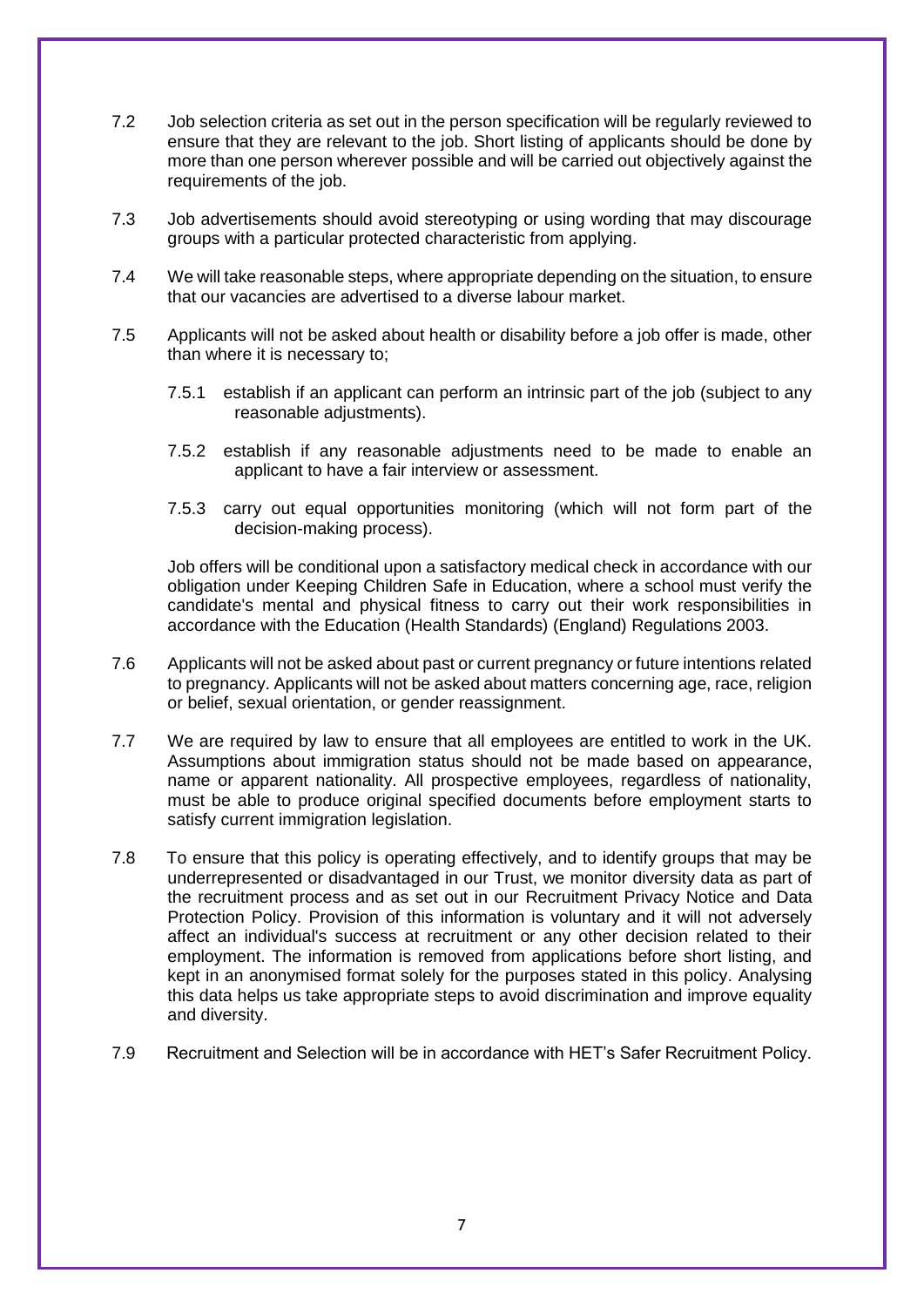7.2 Job selection criteria as set out in the person specification will be regularly reviewed to ensure that they are relevant to the job. Short listing of applicants should be done by more than one person wherever possible and will be carried out objectively against the requirements of the job.

7.3 Job advertisements should avoid stereotyping or using wording that may discourage groups with a particular protected characteristic from applying.

7.4 We will take reasonable steps, where appropriate depending on the situation, to ensure that our vacancies are advertised to a diverse labour market.

7.5 Applicants will not be asked about health or disability before a job offer is made, other than where it is necessary to;

7.5.1 establish if an applicant can perform an intrinsic part of the job (subject to any reasonable adjustments).

7.5.2 establish if any reasonable adjustments need to be made to enable an applicant to have a fair interview or assessment.

7.5.3 carry out equal opportunities monitoring (which will not form part of the decision-making process).

Job offers will be conditional upon a satisfactory medical check in accordance with our obligation under Keeping Children Safe in Education, where a school must verify the candidate's mental and physical fitness to carry out their work responsibilities in accordance with the Education (Health Standards) (England) Regulations 2003.

7.6 Applicants will not be asked about past or current pregnancy or future intentions related to pregnancy. Applicants will not be asked about matters concerning age, race, religion or belief, sexual orientation, or gender reassignment.

7.7 We are required by law to ensure that all employees are entitled to work in the UK. Assumptions about immigration status should not be made based on appearance, name or apparent nationality. All prospective employees, regardless of nationality, must be able to produce original specified documents before employment starts to satisfy current immigration legislation.

7.8 To ensure that this policy is operating effectively, and to identify groups that may be underrepresented or disadvantaged in our Trust, we monitor diversity data as part of the recruitment process and as set out in our Recruitment Privacy Notice and Data Protection Policy. Provision of this information is voluntary and it will not adversely affect an individual's success at recruitment or any other decision related to their employment. The information is removed from applications before short listing, and kept in an anonymised format solely for the purposes stated in this policy. Analysing this data helps us take appropriate steps to avoid discrimination and improve equality and diversity.

7.9 Recruitment and Selection will be in accordance with HET's Safer Recruitment Policy.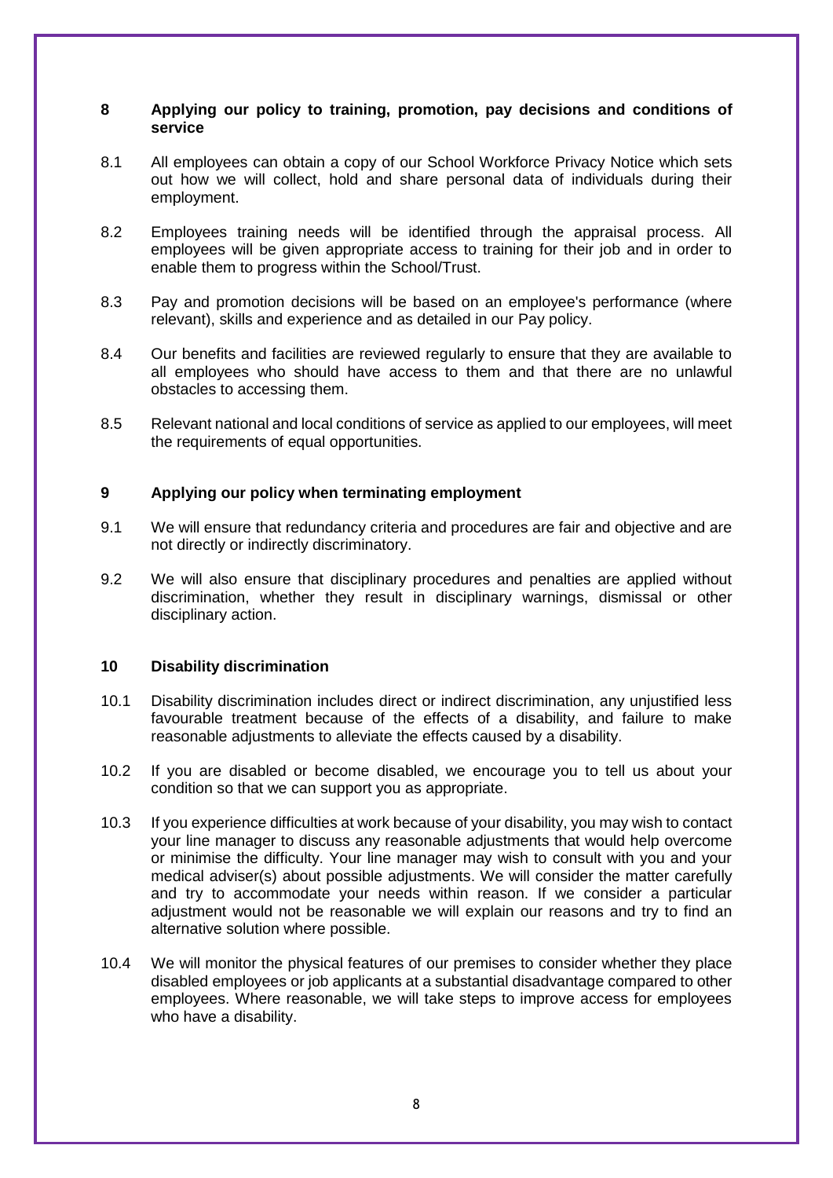## 8 Applying our policy to training, promotion, pay decisions and conditions of service

8.1 All employees can obtain a copy of our School Workforce Privacy Notice which sets out how we will collect, hold and share personal data of individuals during their employment.

8.2 Employees training needs will be identified through the appraisal process. All employees will be given appropriate access to training for their job and in order to enable them to progress within the School/Trust.

8.3 Pay and promotion decisions will be based on an employee's performance (where relevant), skills and experience and as detailed in our Pay policy.

8.4 Our benefits and facilities are reviewed regularly to ensure that they are available to all employees who should have access to them and that there are no unlawful obstacles to accessing them.

8.5 Relevant national and local conditions of service as applied to our employees, will meet the requirements of equal opportunities.

## 9 Applying our policy when terminating employment

9.1 We will ensure that redundancy criteria and procedures are fair and objective and are not directly or indirectly discriminatory.

9.2 We will also ensure that disciplinary procedures and penalties are applied without discrimination, whether they result in disciplinary warnings, dismissal or other disciplinary action.

## 10 Disability discrimination

10.1 Disability discrimination includes direct or indirect discrimination, any unjustified less favourable treatment because of the effects of a disability, and failure to make reasonable adjustments to alleviate the effects caused by a disability.

10.2 If you are disabled or become disabled, we encourage you to tell us about your condition so that we can support you as appropriate.

10.3 If you experience difficulties at work because of your disability, you may wish to contact your line manager to discuss any reasonable adjustments that would help overcome or minimise the difficulty. Your line manager may wish to consult with you and your medical adviser(s) about possible adjustments. We will consider the matter carefully and try to accommodate your needs within reason. If we consider a particular adjustment would not be reasonable we will explain our reasons and try to find an alternative solution where possible.

10.4 We will monitor the physical features of our premises to consider whether they place disabled employees or job applicants at a substantial disadvantage compared to other employees. Where reasonable, we will take steps to improve access for employees who have a disability.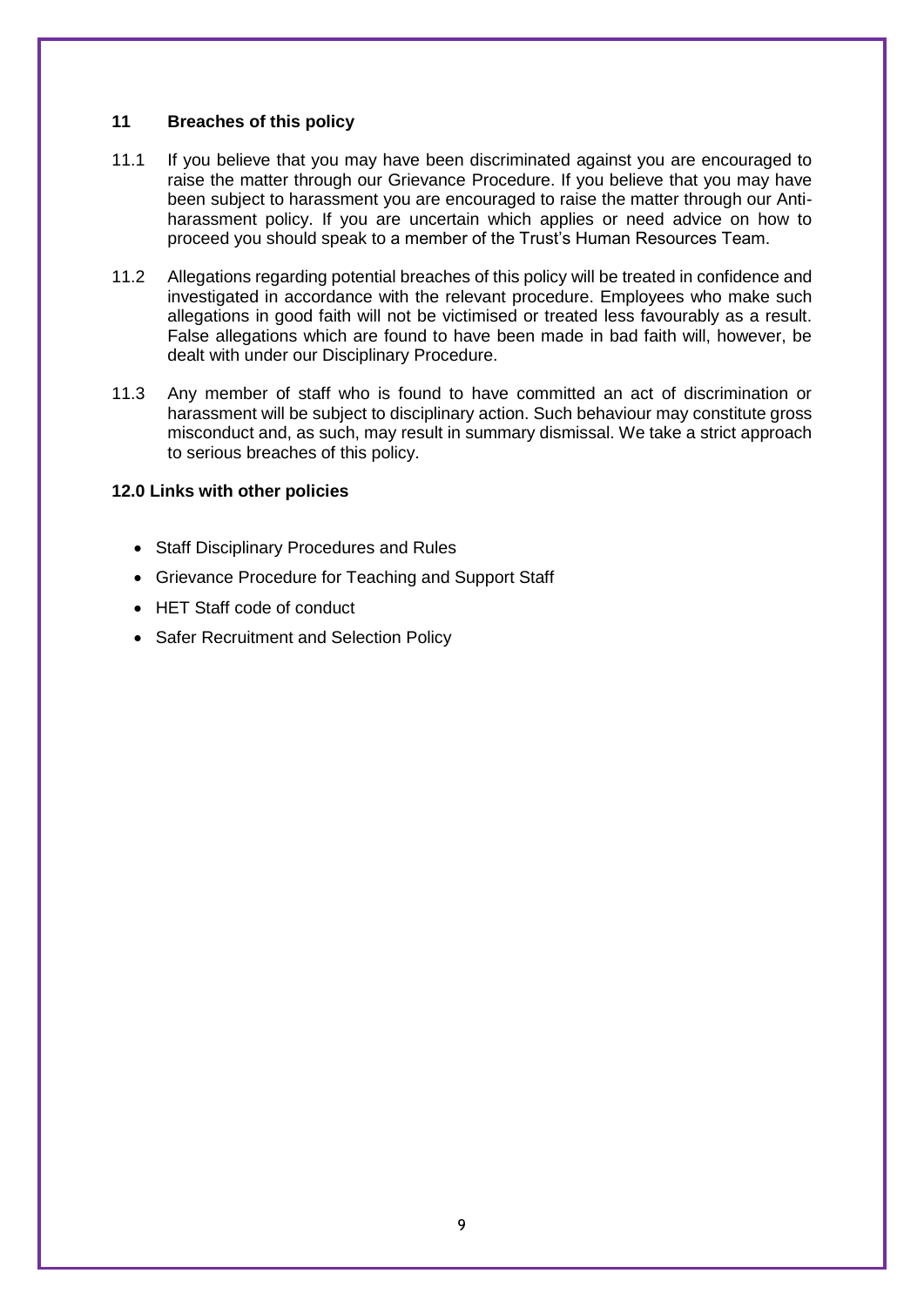## 11 Breaches of this policy

11.1 If you believe that you may have been discriminated against you are encouraged to raise the matter through our Grievance Procedure. If you believe that you may have been subject to harassment you are encouraged to raise the matter through our Anti-harassment policy. If you are uncertain which applies or need advice on how to proceed you should speak to a member of the Trust's Human Resources Team.

11.2 Allegations regarding potential breaches of this policy will be treated in confidence and investigated in accordance with the relevant procedure. Employees who make such allegations in good faith will not be victimised or treated less favourably as a result. False allegations which are found to have been made in bad faith will, however, be dealt with under our Disciplinary Procedure.

11.3 Any member of staff who is found to have committed an act of discrimination or harassment will be subject to disciplinary action. Such behaviour may constitute gross misconduct and, as such, may result in summary dismissal. We take a strict approach to serious breaches of this policy.

## 12.0 Links with other policies

- Staff Disciplinary Procedures and Rules
- Grievance Procedure for Teaching and Support Staff
- HET Staff code of conduct
- Safer Recruitment and Selection Policy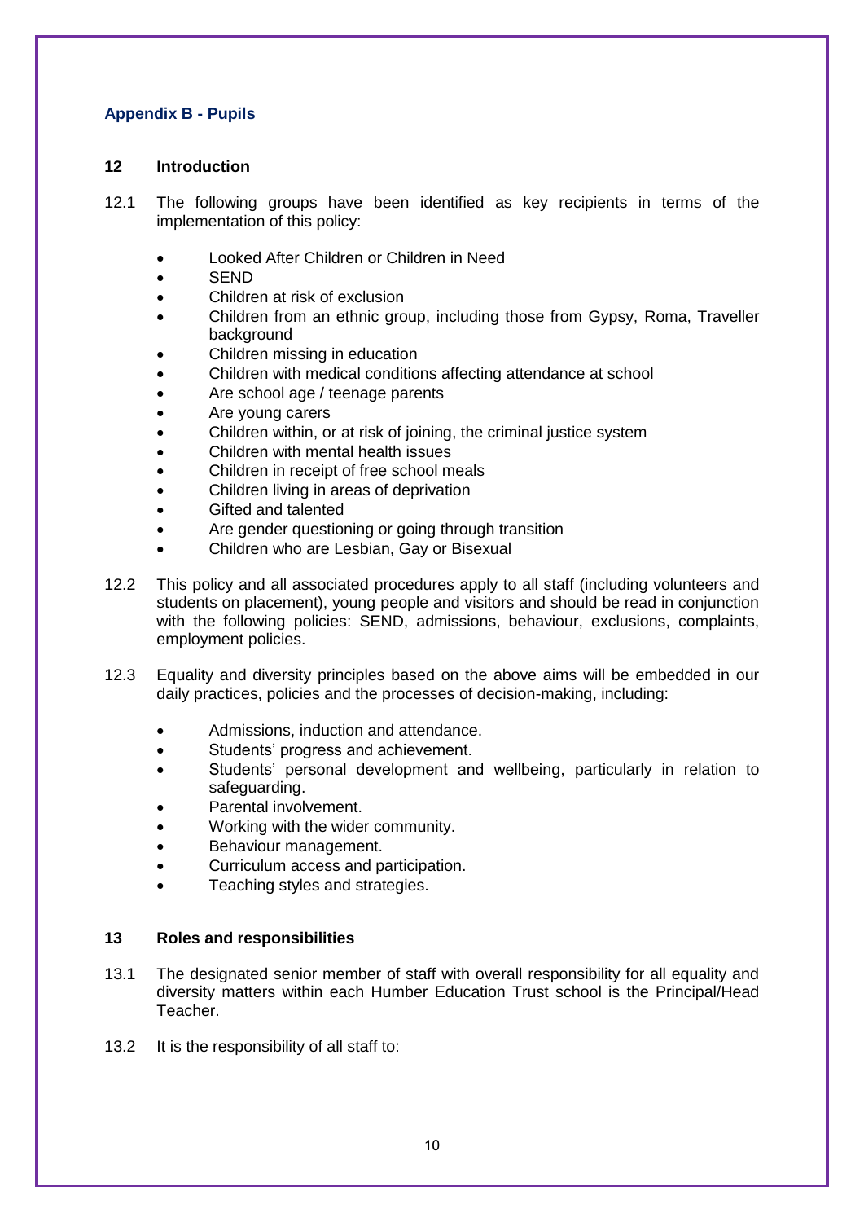### Appendix B - Pupils

#### 12 Introduction

12.1 The following groups have been identified as key recipients in terms of the implementation of this policy:

- Looked After Children or Children in Need
- SEND
- Children at risk of exclusion
- Children from an ethnic group, including those from Gypsy, Roma, Traveller background
- Children missing in education
- Children with medical conditions affecting attendance at school
- Are school age / teenage parents
- Are young carers
- Children within, or at risk of joining, the criminal justice system
- Children with mental health issues
- Children in receipt of free school meals
- Children living in areas of deprivation
- Gifted and talented
- Are gender questioning or going through transition
- Children who are Lesbian, Gay or Bisexual

12.2 This policy and all associated procedures apply to all staff (including volunteers and students on placement), young people and visitors and should be read in conjunction with the following policies: SEND, admissions, behaviour, exclusions, complaints, employment policies.

12.3 Equality and diversity principles based on the above aims will be embedded in our daily practices, policies and the processes of decision-making, including:

- Admissions, induction and attendance.
- Students' progress and achievement.
- Students' personal development and wellbeing, particularly in relation to safeguarding.
- Parental involvement.
- Working with the wider community.
- Behaviour management.
- Curriculum access and participation.
- Teaching styles and strategies.

#### 13 Roles and responsibilities

13.1 The designated senior member of staff with overall responsibility for all equality and diversity matters within each Humber Education Trust school is the Principal/Head Teacher.

13.2 It is the responsibility of all staff to: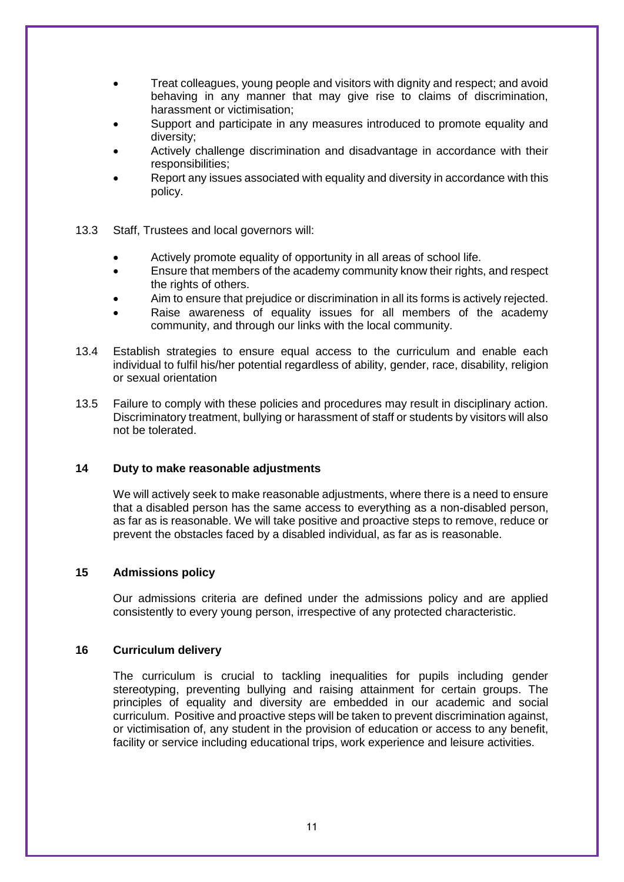- Treat colleagues, young people and visitors with dignity and respect; and avoid behaving in any manner that may give rise to claims of discrimination, harassment or victimisation;
- Support and participate in any measures introduced to promote equality and diversity;
- Actively challenge discrimination and disadvantage in accordance with their responsibilities;
- Report any issues associated with equality and diversity in accordance with this policy.

13.3 Staff, Trustees and local governors will:

- Actively promote equality of opportunity in all areas of school life.
- Ensure that members of the academy community know their rights, and respect the rights of others.
- Aim to ensure that prejudice or discrimination in all its forms is actively rejected.
- Raise awareness of equality issues for all members of the academy community, and through our links with the local community.

13.4 Establish strategies to ensure equal access to the curriculum and enable each individual to fulfil his/her potential regardless of ability, gender, race, disability, religion or sexual orientation

13.5 Failure to comply with these policies and procedures may result in disciplinary action. Discriminatory treatment, bullying or harassment of staff or students by visitors will also not be tolerated.

## 14 Duty to make reasonable adjustments

We will actively seek to make reasonable adjustments, where there is a need to ensure that a disabled person has the same access to everything as a non-disabled person, as far as is reasonable. We will take positive and proactive steps to remove, reduce or prevent the obstacles faced by a disabled individual, as far as is reasonable.

## 15 Admissions policy

Our admissions criteria are defined under the admissions policy and are applied consistently to every young person, irrespective of any protected characteristic.

## 16 Curriculum delivery

The curriculum is crucial to tackling inequalities for pupils including gender stereotyping, preventing bullying and raising attainment for certain groups. The principles of equality and diversity are embedded in our academic and social curriculum. Positive and proactive steps will be taken to prevent discrimination against, or victimisation of, any student in the provision of education or access to any benefit, facility or service including educational trips, work experience and leisure activities.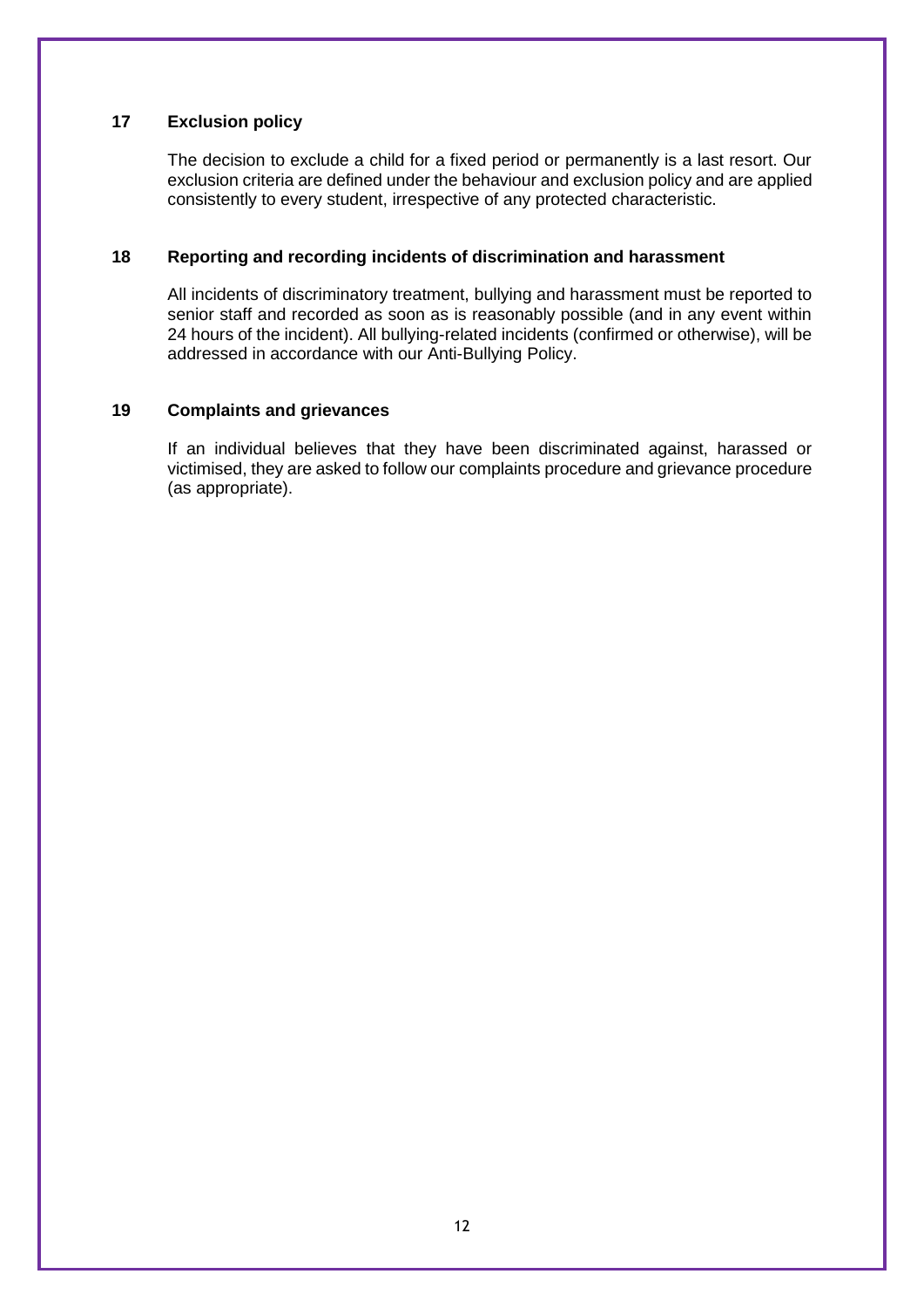## 17 Exclusion policy

The decision to exclude a child for a fixed period or permanently is a last resort. Our exclusion criteria are defined under the behaviour and exclusion policy and are applied consistently to every student, irrespective of any protected characteristic.

## 18 Reporting and recording incidents of discrimination and harassment

All incidents of discriminatory treatment, bullying and harassment must be reported to senior staff and recorded as soon as is reasonably possible (and in any event within 24 hours of the incident). All bullying-related incidents (confirmed or otherwise), will be addressed in accordance with our Anti-Bullying Policy.

## 19 Complaints and grievances

If an individual believes that they have been discriminated against, harassed or victimised, they are asked to follow our complaints procedure and grievance procedure (as appropriate).